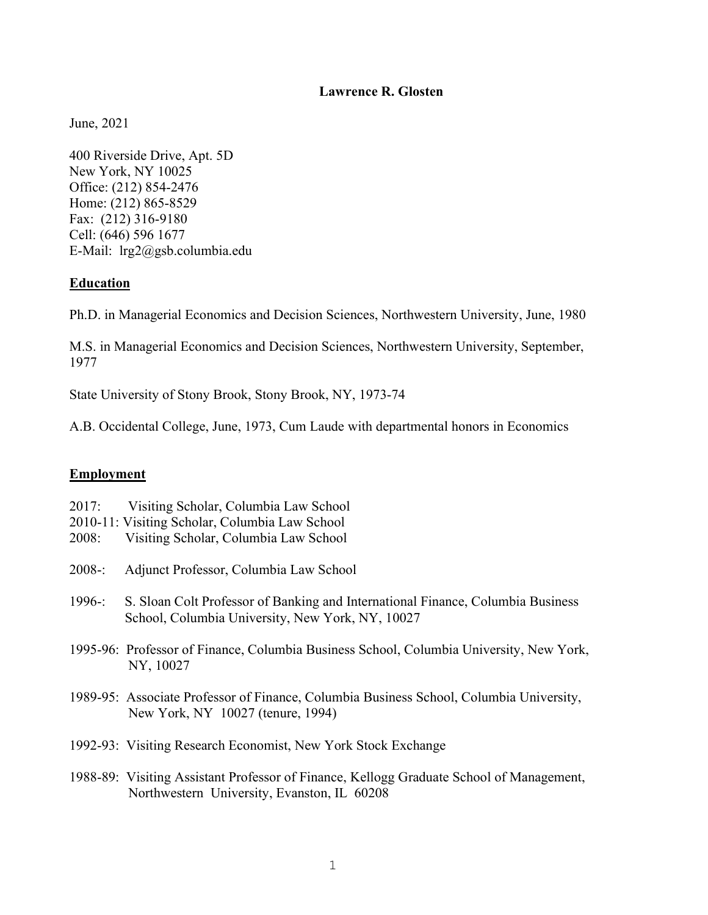**Lawrence R. Glosten**

June, 2021

400 Riverside Drive, Apt. 5D
New York, NY 10025
Office: (212) 854-2476
Home: (212) 865-8529
Fax: (212) 316-9180
Cell: (646) 596 1677
E-Mail: lrg2@gsb.columbia.edu

## Education

Ph.D. in Managerial Economics and Decision Sciences, Northwestern University, June, 1980

M.S. in Managerial Economics and Decision Sciences, Northwestern University, September, 1977

State University of Stony Brook, Stony Brook, NY, 1973-74

A.B. Occidental College, June, 1973, Cum Laude with departmental honors in Economics

## Employment

2017: Visiting Scholar, Columbia Law School
2010-11: Visiting Scholar, Columbia Law School
2008: Visiting Scholar, Columbia Law School

2008-: Adjunct Professor, Columbia Law School

1996-: S. Sloan Colt Professor of Banking and International Finance, Columbia Business School, Columbia University, New York, NY, 10027

1995-96: Professor of Finance, Columbia Business School, Columbia University, New York, NY, 10027

1989-95: Associate Professor of Finance, Columbia Business School, Columbia University, New York, NY 10027 (tenure, 1994)

1992-93: Visiting Research Economist, New York Stock Exchange

1988-89: Visiting Assistant Professor of Finance, Kellogg Graduate School of Management, Northwestern University, Evanston, IL 60208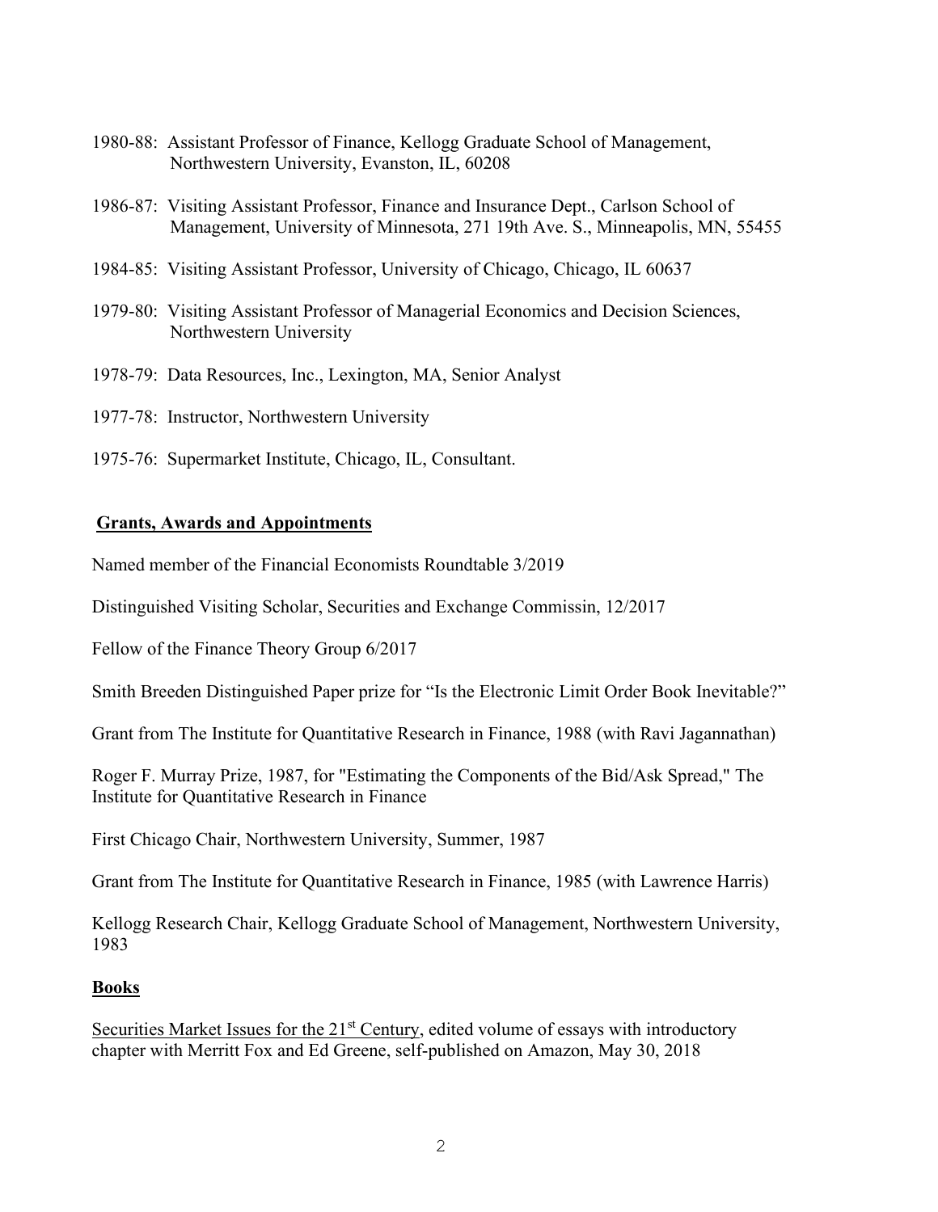1980-88: Assistant Professor of Finance, Kellogg Graduate School of Management, Northwestern University, Evanston, IL, 60208

1986-87: Visiting Assistant Professor, Finance and Insurance Dept., Carlson School of Management, University of Minnesota, 271 19th Ave. S., Minneapolis, MN, 55455

1984-85: Visiting Assistant Professor, University of Chicago, Chicago, IL 60637

1979-80: Visiting Assistant Professor of Managerial Economics and Decision Sciences, Northwestern University

1978-79: Data Resources, Inc., Lexington, MA, Senior Analyst

1977-78: Instructor, Northwestern University

1975-76: Supermarket Institute, Chicago, IL, Consultant.

## Grants, Awards and Appointments

Named member of the Financial Economists Roundtable 3/2019

Distinguished Visiting Scholar, Securities and Exchange Commissin, 12/2017

Fellow of the Finance Theory Group 6/2017

Smith Breeden Distinguished Paper prize for "Is the Electronic Limit Order Book Inevitable?"

Grant from The Institute for Quantitative Research in Finance, 1988 (with Ravi Jagannathan)

Roger F. Murray Prize, 1987, for "Estimating the Components of the Bid/Ask Spread," The Institute for Quantitative Research in Finance

First Chicago Chair, Northwestern University, Summer, 1987

Grant from The Institute for Quantitative Research in Finance, 1985 (with Lawrence Harris)

Kellogg Research Chair, Kellogg Graduate School of Management, Northwestern University, 1983

## Books

Securities Market Issues for the 21st Century, edited volume of essays with introductory chapter with Merritt Fox and Ed Greene, self-published on Amazon, May 30, 2018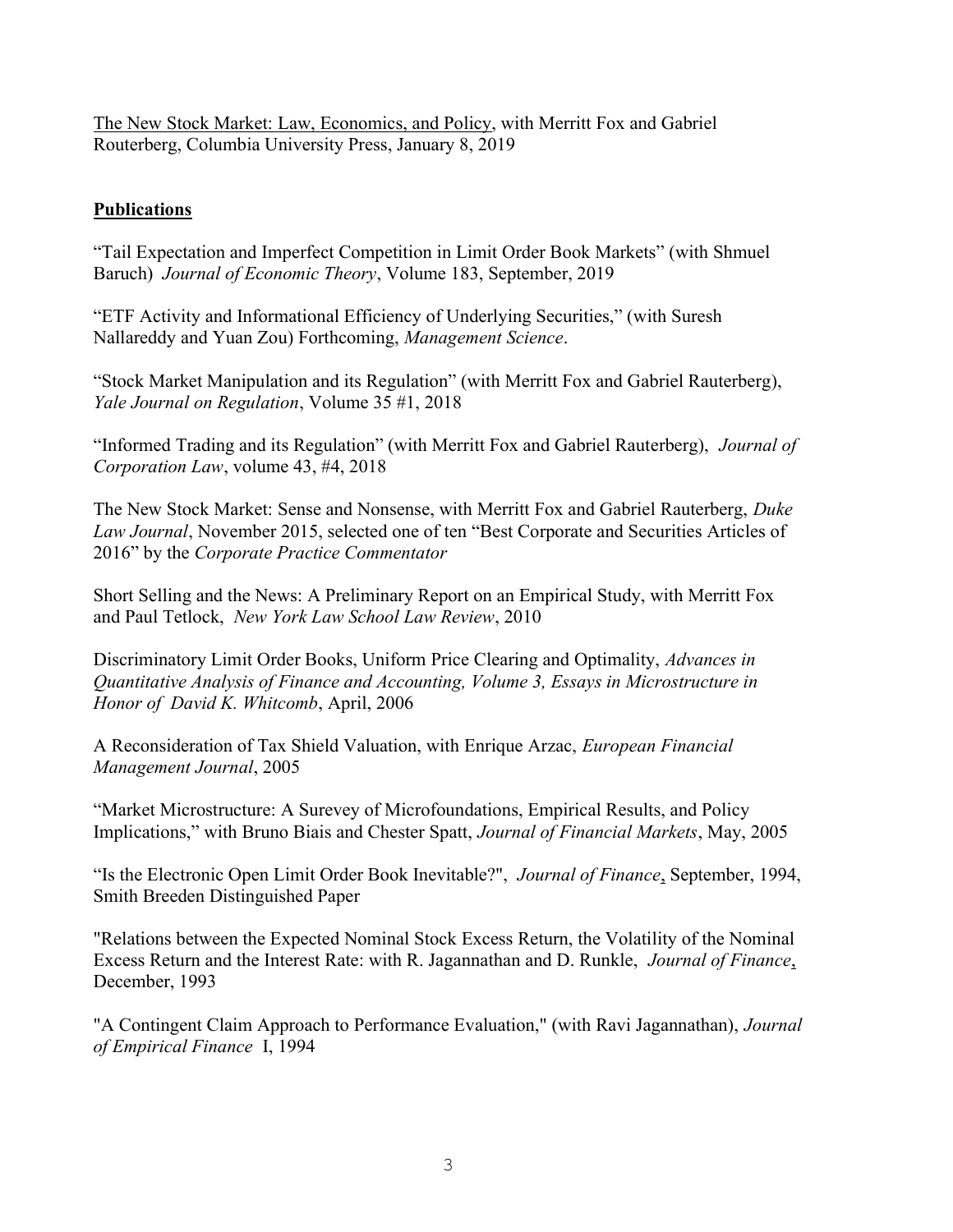<u>The New Stock Market: Law, Economics, and Policy</u>, with Merritt Fox and Gabriel Routerberg, Columbia University Press, January 8, 2019

## <u>**Publications**</u>

"Tail Expectation and Imperfect Competition in Limit Order Book Markets" (with Shmuel Baruch) *Journal of Economic Theory*, Volume 183, September, 2019

"ETF Activity and Informational Efficiency of Underlying Securities," (with Suresh Nallareddy and Yuan Zou) Forthcoming, *Management Science*.

"Stock Market Manipulation and its Regulation" (with Merritt Fox and Gabriel Rauterberg), *Yale Journal on Regulation*, Volume 35 #1, 2018

"Informed Trading and its Regulation" (with Merritt Fox and Gabriel Rauterberg), *Journal of Corporation Law*, volume 43, #4, 2018

The New Stock Market: Sense and Nonsense, with Merritt Fox and Gabriel Rauterberg, *Duke Law Journal*, November 2015, selected one of ten "Best Corporate and Securities Articles of 2016" by the *Corporate Practice Commentator*

Short Selling and the News: A Preliminary Report on an Empirical Study, with Merritt Fox and Paul Tetlock, *New York Law School Law Review*, 2010

Discriminatory Limit Order Books, Uniform Price Clearing and Optimality, *Advances in Quantitative Analysis of Finance and Accounting, Volume 3, Essays in Microstructure in Honor of David K. Whitcomb*, April, 2006

A Reconsideration of Tax Shield Valuation, with Enrique Arzac, *European Financial Management Journal*, 2005

"Market Microstructure: A Surevey of Microfoundations, Empirical Results, and Policy Implications," with Bruno Biais and Chester Spatt, *Journal of Financial Markets*, May, 2005

"Is the Electronic Open Limit Order Book Inevitable?", *Journal of Finance*, September, 1994, Smith Breeden Distinguished Paper

"Relations between the Expected Nominal Stock Excess Return, the Volatility of the Nominal Excess Return and the Interest Rate: with R. Jagannathan and D. Runkle, *Journal of Finance*, December, 1993

"A Contingent Claim Approach to Performance Evaluation," (with Ravi Jagannathan), *Journal of Empirical Finance* I, 1994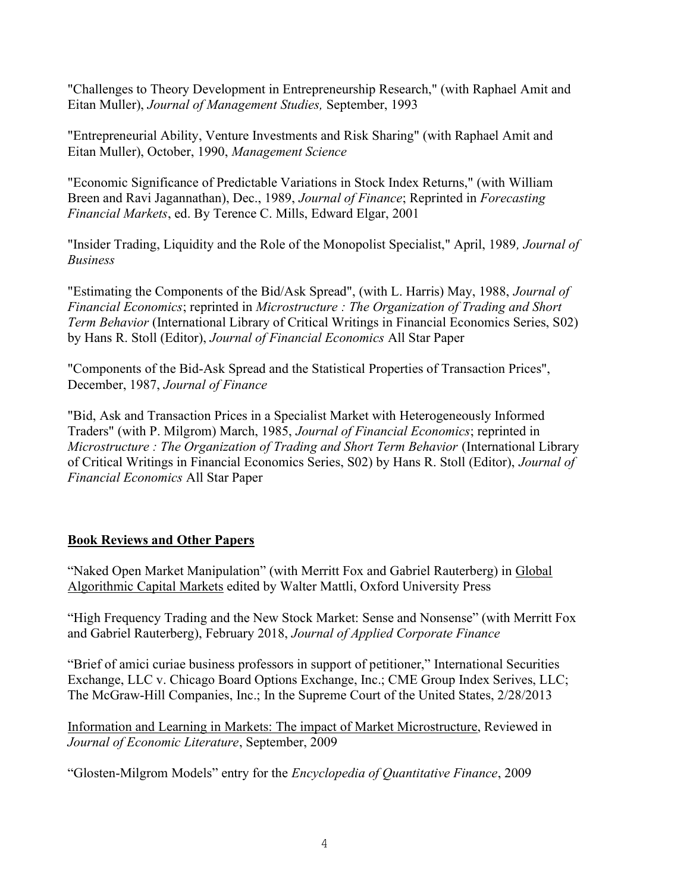"Challenges to Theory Development in Entrepreneurship Research," (with Raphael Amit and Eitan Muller), *Journal of Management Studies,* September, 1993

"Entrepreneurial Ability, Venture Investments and Risk Sharing" (with Raphael Amit and Eitan Muller), October, 1990, *Management Science*

"Economic Significance of Predictable Variations in Stock Index Returns," (with William Breen and Ravi Jagannathan), Dec., 1989, *Journal of Finance*; Reprinted in *Forecasting Financial Markets*, ed. By Terence C. Mills, Edward Elgar, 2001

"Insider Trading, Liquidity and the Role of the Monopolist Specialist," April, 1989*, Journal of Business*

"Estimating the Components of the Bid/Ask Spread", (with L. Harris) May, 1988, *Journal of Financial Economics*; reprinted in *Microstructure : The Organization of Trading and Short Term Behavior* (International Library of Critical Writings in Financial Economics Series, S02) by Hans R. Stoll (Editor), *Journal of Financial Economics* All Star Paper

"Components of the Bid-Ask Spread and the Statistical Properties of Transaction Prices", December, 1987, *Journal of Finance*

"Bid, Ask and Transaction Prices in a Specialist Market with Heterogeneously Informed Traders" (with P. Milgrom) March, 1985, *Journal of Financial Economics*; reprinted in *Microstructure : The Organization of Trading and Short Term Behavior* (International Library of Critical Writings in Financial Economics Series, S02) by Hans R. Stoll (Editor), *Journal of Financial Economics* All Star Paper

**Book Reviews and Other Papers**

"Naked Open Market Manipulation" (with Merritt Fox and Gabriel Rauterberg) in Global Algorithmic Capital Markets edited by Walter Mattli, Oxford University Press

"High Frequency Trading and the New Stock Market: Sense and Nonsense" (with Merritt Fox and Gabriel Rauterberg), February 2018, *Journal of Applied Corporate Finance*

"Brief of amici curiae business professors in support of petitioner," International Securities Exchange, LLC v. Chicago Board Options Exchange, Inc.; CME Group Index Serives, LLC; The McGraw-Hill Companies, Inc.; In the Supreme Court of the United States, 2/28/2013

Information and Learning in Markets: The impact of Market Microstructure, Reviewed in *Journal of Economic Literature*, September, 2009

"Glosten-Milgrom Models" entry for the *Encyclopedia of Quantitative Finance*, 2009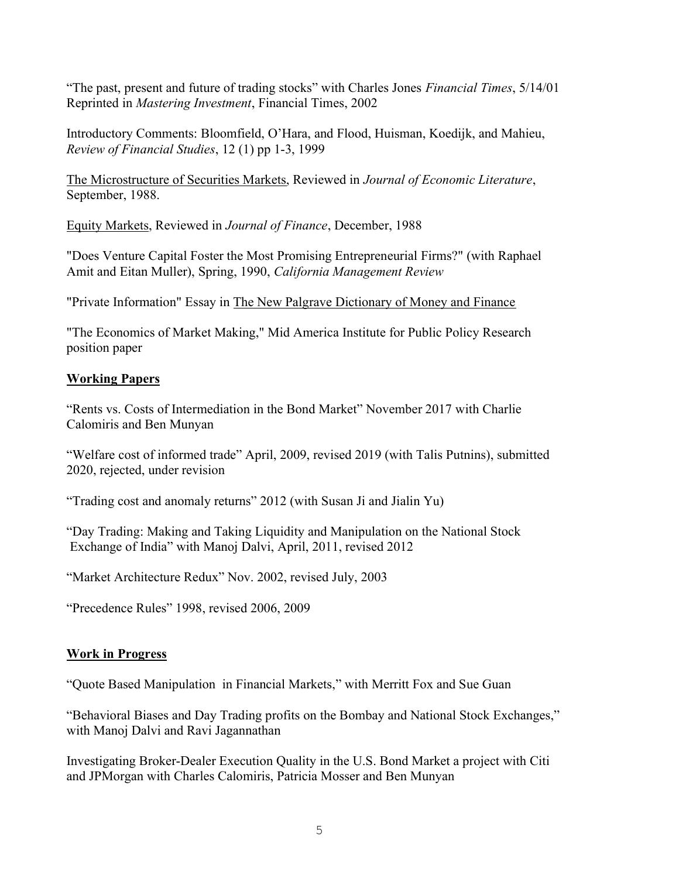“The past, present and future of trading stocks” with Charles Jones *Financial Times*, 5/14/01 Reprinted in *Mastering Investment*, Financial Times, 2002

Introductory Comments: Bloomfield, O’Hara, and Flood, Huisman, Koedijk, and Mahieu, *Review of Financial Studies*, 12 (1) pp 1-3, 1999

The Microstructure of Securities Markets, Reviewed in *Journal of Economic Literature*, September, 1988.

Equity Markets, Reviewed in *Journal of Finance*, December, 1988

"Does Venture Capital Foster the Most Promising Entrepreneurial Firms?" (with Raphael Amit and Eitan Muller), Spring, 1990, *California Management Review*

"Private Information" Essay in The New Palgrave Dictionary of Money and Finance

"The Economics of Market Making," Mid America Institute for Public Policy Research position paper

## Working Papers

“Rents vs. Costs of Intermediation in the Bond Market” November 2017 with Charlie Calomiris and Ben Munyan

“Welfare cost of informed trade” April, 2009, revised 2019 (with Talis Putnins), submitted 2020, rejected, under revision

“Trading cost and anomaly returns” 2012 (with Susan Ji and Jialin Yu)

“Day Trading: Making and Taking Liquidity and Manipulation on the National Stock Exchange of India” with Manoj Dalvi, April, 2011, revised 2012

“Market Architecture Redux” Nov. 2002, revised July, 2003

“Precedence Rules” 1998, revised 2006, 2009

## Work in Progress

“Quote Based Manipulation in Financial Markets,” with Merritt Fox and Sue Guan

“Behavioral Biases and Day Trading profits on the Bombay and National Stock Exchanges,” with Manoj Dalvi and Ravi Jagannathan

Investigating Broker-Dealer Execution Quality in the U.S. Bond Market a project with Citi and JPMorgan with Charles Calomiris, Patricia Mosser and Ben Munyan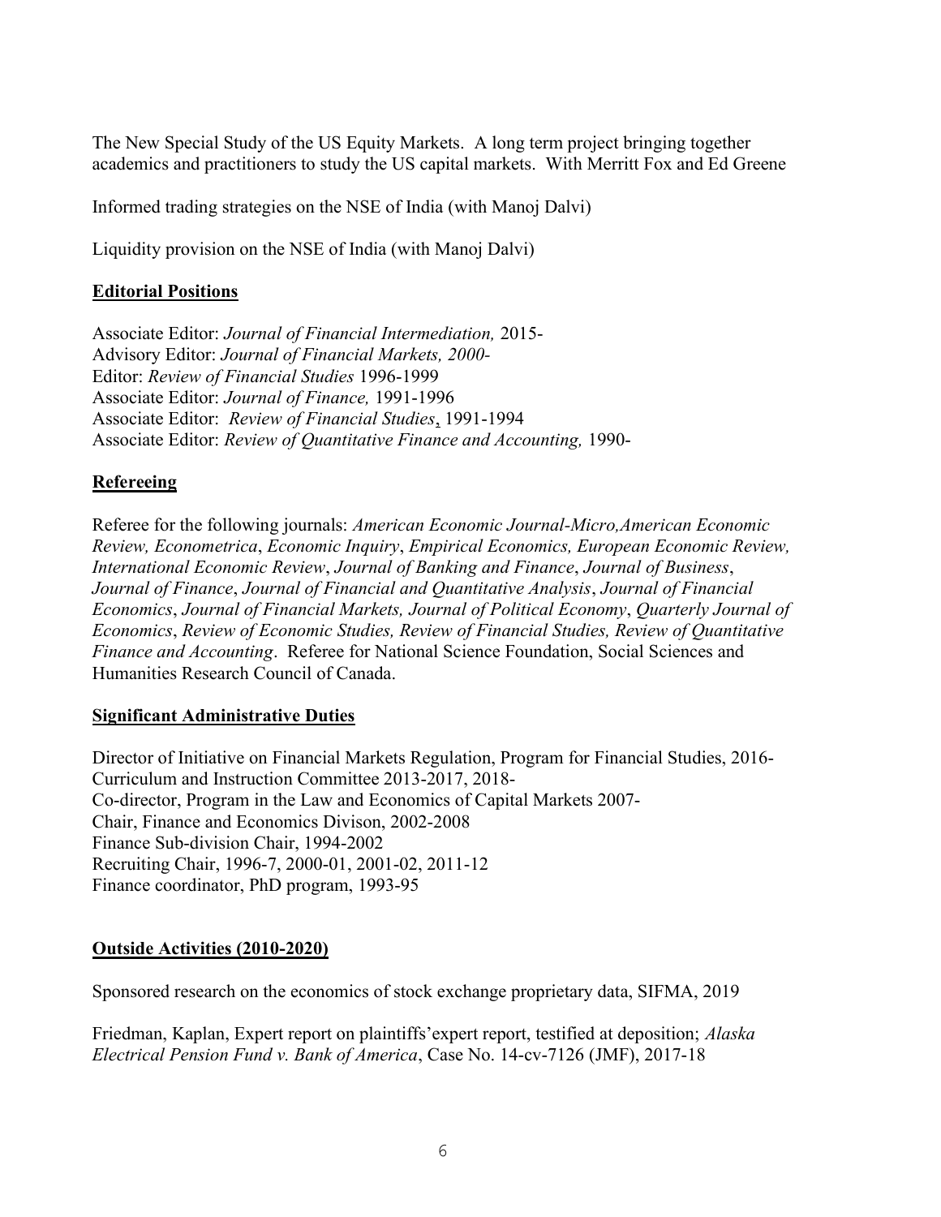The New Special Study of the US Equity Markets. A long term project bringing together academics and practitioners to study the US capital markets. With Merritt Fox and Ed Greene

Informed trading strategies on the NSE of India (with Manoj Dalvi)

Liquidity provision on the NSE of India (with Manoj Dalvi)

## Editorial Positions

Associate Editor: *Journal of Financial Intermediation,* 2015-  
Advisory Editor: *Journal of Financial Markets, 2000-*  
Editor: *Review of Financial Studies* 1996-1999  
Associate Editor: *Journal of Finance,* 1991-1996  
Associate Editor: *Review of Financial Studies*, 1991-1994  
Associate Editor: *Review of Quantitative Finance and Accounting,* 1990-

## Refereeing

Referee for the following journals: *American Economic Journal-Micro,American Economic Review, Econometrica*, *Economic Inquiry*, *Empirical Economics, European Economic Review, International Economic Review*, *Journal of Banking and Finance*, *Journal of Business*, *Journal of Finance*, *Journal of Financial and Quantitative Analysis*, *Journal of Financial Economics*, *Journal of Financial Markets, Journal of Political Economy*, *Quarterly Journal of Economics*, *Review of Economic Studies, Review of Financial Studies, Review of Quantitative Finance and Accounting*. Referee for National Science Foundation, Social Sciences and Humanities Research Council of Canada.

## Significant Administrative Duties

Director of Initiative on Financial Markets Regulation, Program for Financial Studies, 2016-  
Curriculum and Instruction Committee 2013-2017, 2018-  
Co-director, Program in the Law and Economics of Capital Markets 2007-  
Chair, Finance and Economics Divison, 2002-2008  
Finance Sub-division Chair, 1994-2002  
Recruiting Chair, 1996-7, 2000-01, 2001-02, 2011-12  
Finance coordinator, PhD program, 1993-95

## Outside Activities (2010-2020)

Sponsored research on the economics of stock exchange proprietary data, SIFMA, 2019

Friedman, Kaplan, Expert report on plaintiffs'expert report, testified at deposition; *Alaska Electrical Pension Fund v. Bank of America*, Case No. 14-cv-7126 (JMF), 2017-18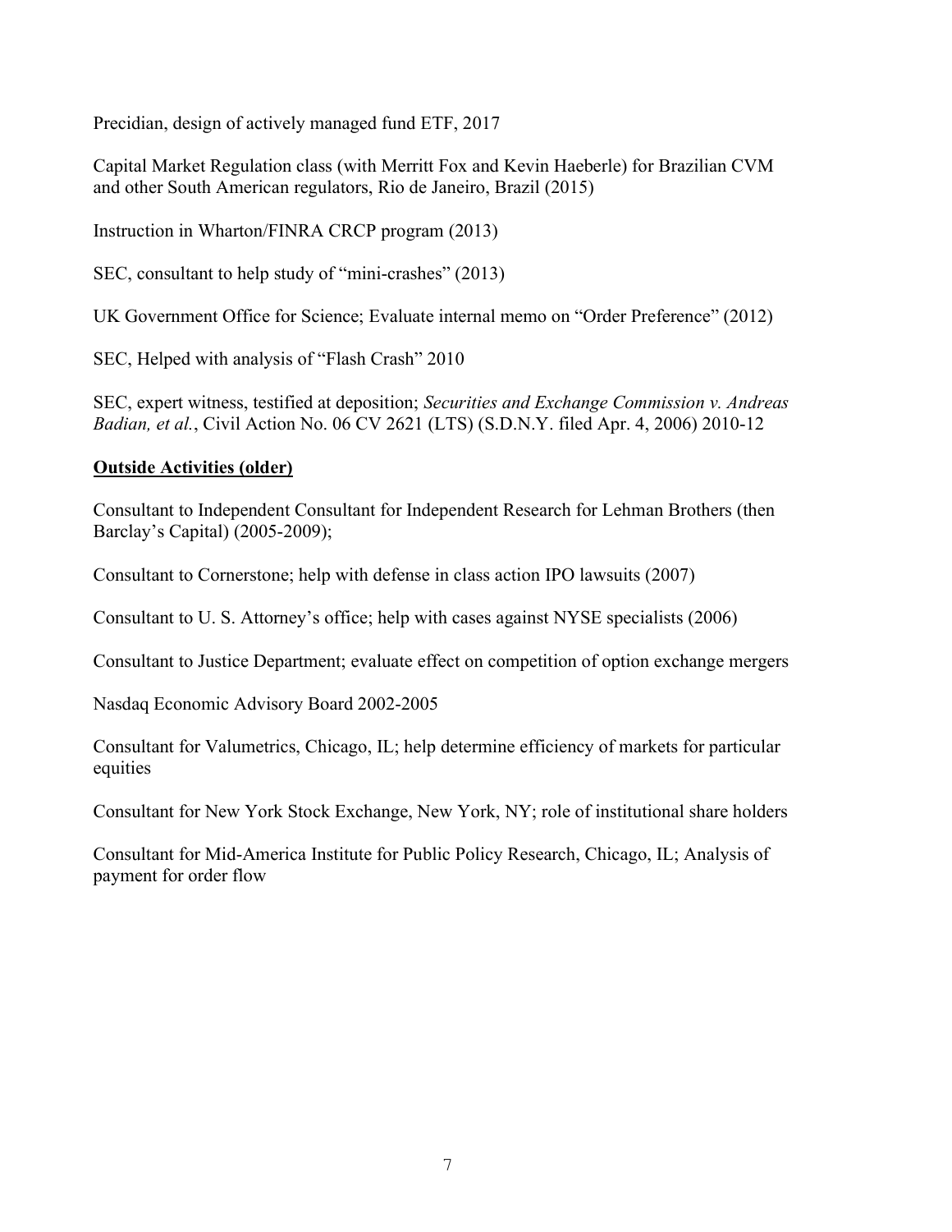Precidian, design of actively managed fund ETF, 2017

Capital Market Regulation class (with Merritt Fox and Kevin Haeberle) for Brazilian CVM and other South American regulators, Rio de Janeiro, Brazil (2015)

Instruction in Wharton/FINRA CRCP program (2013)

SEC, consultant to help study of "mini-crashes" (2013)

UK Government Office for Science; Evaluate internal memo on "Order Preference" (2012)

SEC, Helped with analysis of "Flash Crash" 2010

SEC, expert witness, testified at deposition; *Securities and Exchange Commission v. Andreas Badian, et al.*, Civil Action No. 06 CV 2621 (LTS) (S.D.N.Y. filed Apr. 4, 2006) 2010-12

**Outside Activities (older)**

Consultant to Independent Consultant for Independent Research for Lehman Brothers (then Barclay's Capital) (2005-2009);

Consultant to Cornerstone; help with defense in class action IPO lawsuits (2007)

Consultant to U. S. Attorney's office; help with cases against NYSE specialists (2006)

Consultant to Justice Department; evaluate effect on competition of option exchange mergers

Nasdaq Economic Advisory Board 2002-2005

Consultant for Valumetrics, Chicago, IL; help determine efficiency of markets for particular equities

Consultant for New York Stock Exchange, New York, NY; role of institutional share holders

Consultant for Mid-America Institute for Public Policy Research, Chicago, IL; Analysis of payment for order flow